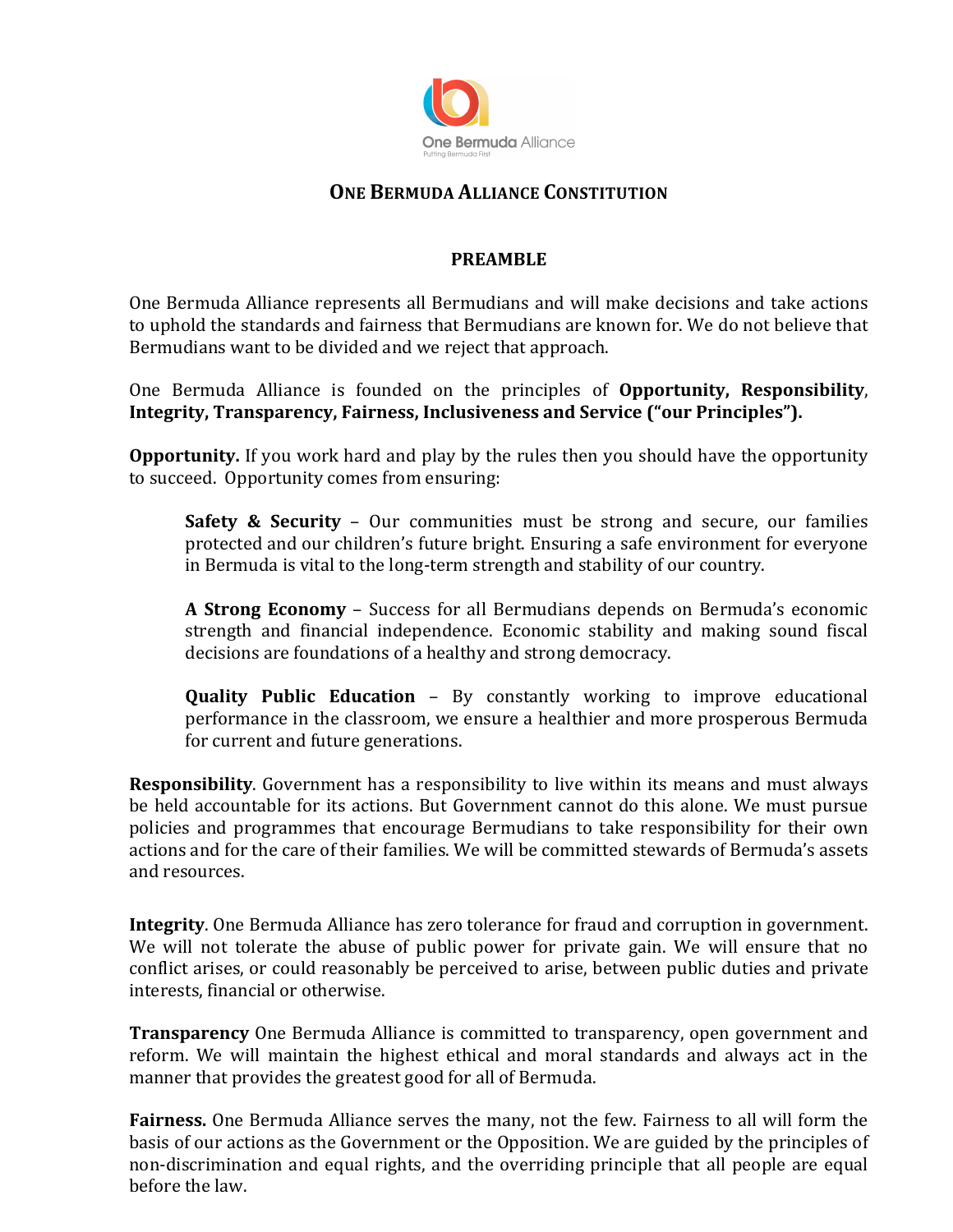# ONE BERMUDA ALLIANCE CONSTITUTION

## PREAMBLE

One Bermuda Alliance represents all Bermudians and will make decisions and take actions to uphold the standards and fairness that Bermudians are known for. We do not believe that Bermudians want to be divided and we reject that approach.

One Bermuda Alliance is founded on the principles of **Opportunity, Responsibility**, **Integrity, Transparency, Fairness, Inclusiveness and Service ("our Principles").**

**Opportunity.** If you work hard and play by the rules then you should have the opportunity to succeed. Opportunity comes from ensuring:

> **Safety & Security** – Our communities must be strong and secure, our families protected and our children's future bright. Ensuring a safe environment for everyone in Bermuda is vital to the long-term strength and stability of our country.
>
> **A Strong Economy** – Success for all Bermudians depends on Bermuda's economic strength and financial independence. Economic stability and making sound fiscal decisions are foundations of a healthy and strong democracy.
>
> **Quality Public Education** – By constantly working to improve educational performance in the classroom, we ensure a healthier and more prosperous Bermuda for current and future generations.

**Responsibility**. Government has a responsibility to live within its means and must always be held accountable for its actions. But Government cannot do this alone. We must pursue policies and programmes that encourage Bermudians to take responsibility for their own actions and for the care of their families. We will be committed stewards of Bermuda's assets and resources.

**Integrity**. One Bermuda Alliance has zero tolerance for fraud and corruption in government. We will not tolerate the abuse of public power for private gain. We will ensure that no conflict arises, or could reasonably be perceived to arise, between public duties and private interests, financial or otherwise.

**Transparency** One Bermuda Alliance is committed to transparency, open government and reform. We will maintain the highest ethical and moral standards and always act in the manner that provides the greatest good for all of Bermuda.

**Fairness.** One Bermuda Alliance serves the many, not the few. Fairness to all will form the basis of our actions as the Government or the Opposition. We are guided by the principles of non-discrimination and equal rights, and the overriding principle that all people are equal before the law.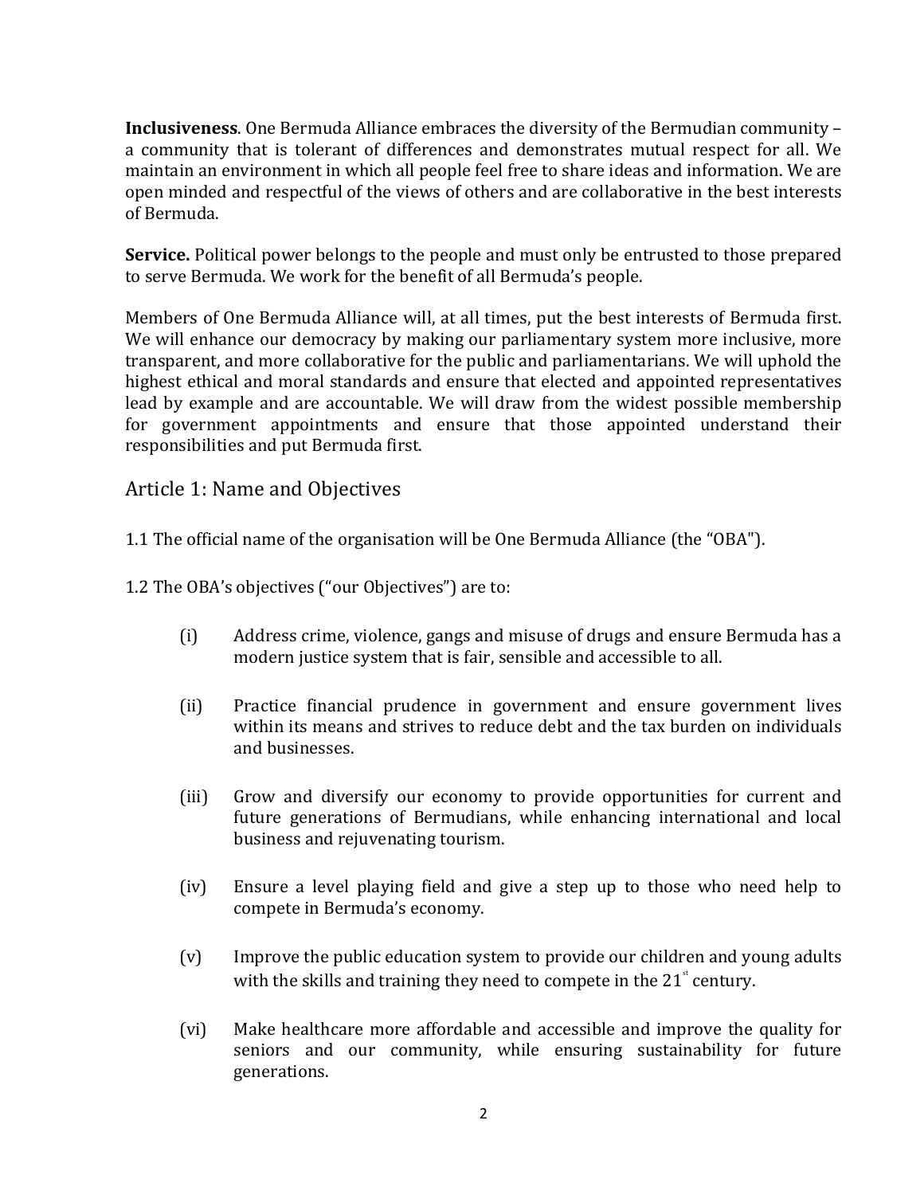**Inclusiveness**. One Bermuda Alliance embraces the diversity of the Bermudian community – a community that is tolerant of differences and demonstrates mutual respect for all. We maintain an environment in which all people feel free to share ideas and information. We are open minded and respectful of the views of others and are collaborative in the best interests of Bermuda.

**Service.** Political power belongs to the people and must only be entrusted to those prepared to serve Bermuda. We work for the benefit of all Bermuda's people.

Members of One Bermuda Alliance will, at all times, put the best interests of Bermuda first. We will enhance our democracy by making our parliamentary system more inclusive, more transparent, and more collaborative for the public and parliamentarians. We will uphold the highest ethical and moral standards and ensure that elected and appointed representatives lead by example and are accountable. We will draw from the widest possible membership for government appointments and ensure that those appointed understand their responsibilities and put Bermuda first.

## Article 1: Name and Objectives

1.1 The official name of the organisation will be One Bermuda Alliance (the "OBA").

1.2 The OBA's objectives ("our Objectives") are to:

(i) Address crime, violence, gangs and misuse of drugs and ensure Bermuda has a modern justice system that is fair, sensible and accessible to all.

(ii) Practice financial prudence in government and ensure government lives within its means and strives to reduce debt and the tax burden on individuals and businesses.

(iii) Grow and diversify our economy to provide opportunities for current and future generations of Bermudians, while enhancing international and local business and rejuvenating tourism.

(iv) Ensure a level playing field and give a step up to those who need help to compete in Bermuda's economy.

(v) Improve the public education system to provide our children and young adults with the skills and training they need to compete in the 21st century.

(vi) Make healthcare more affordable and accessible and improve the quality for seniors and our community, while ensuring sustainability for future generations.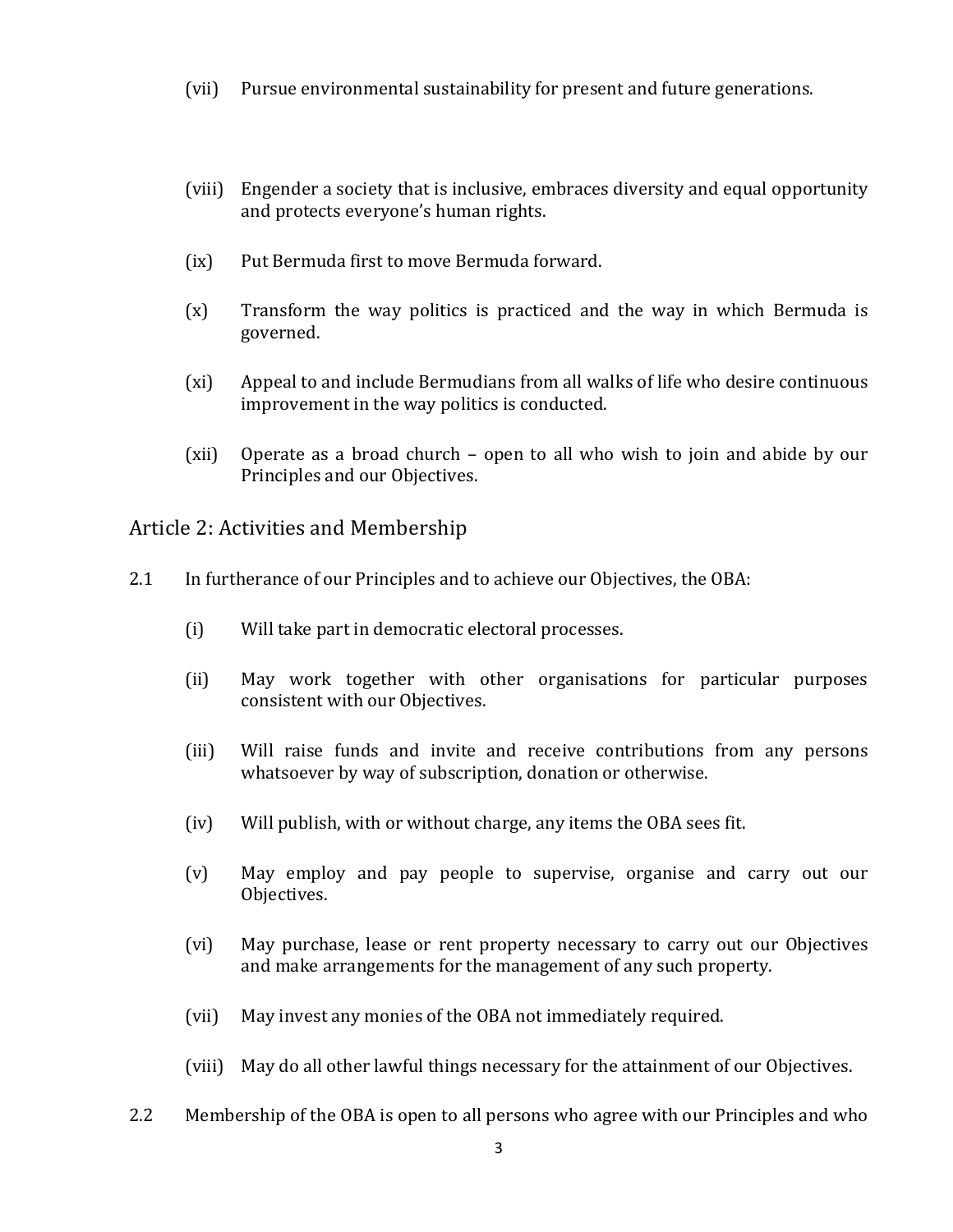(vii) Pursue environmental sustainability for present and future generations.

(viii) Engender a society that is inclusive, embraces diversity and equal opportunity and protects everyone's human rights.

(ix) Put Bermuda first to move Bermuda forward.

(x) Transform the way politics is practiced and the way in which Bermuda is governed.

(xi) Appeal to and include Bermudians from all walks of life who desire continuous improvement in the way politics is conducted.

(xii) Operate as a broad church – open to all who wish to join and abide by our Principles and our Objectives.

## Article 2: Activities and Membership

2.1 In furtherance of our Principles and to achieve our Objectives, the OBA:

(i) Will take part in democratic electoral processes.

(ii) May work together with other organisations for particular purposes consistent with our Objectives.

(iii) Will raise funds and invite and receive contributions from any persons whatsoever by way of subscription, donation or otherwise.

(iv) Will publish, with or without charge, any items the OBA sees fit.

(v) May employ and pay people to supervise, organise and carry out our Objectives.

(vi) May purchase, lease or rent property necessary to carry out our Objectives and make arrangements for the management of any such property.

(vii) May invest any monies of the OBA not immediately required.

(viii) May do all other lawful things necessary for the attainment of our Objectives.

2.2 Membership of the OBA is open to all persons who agree with our Principles and who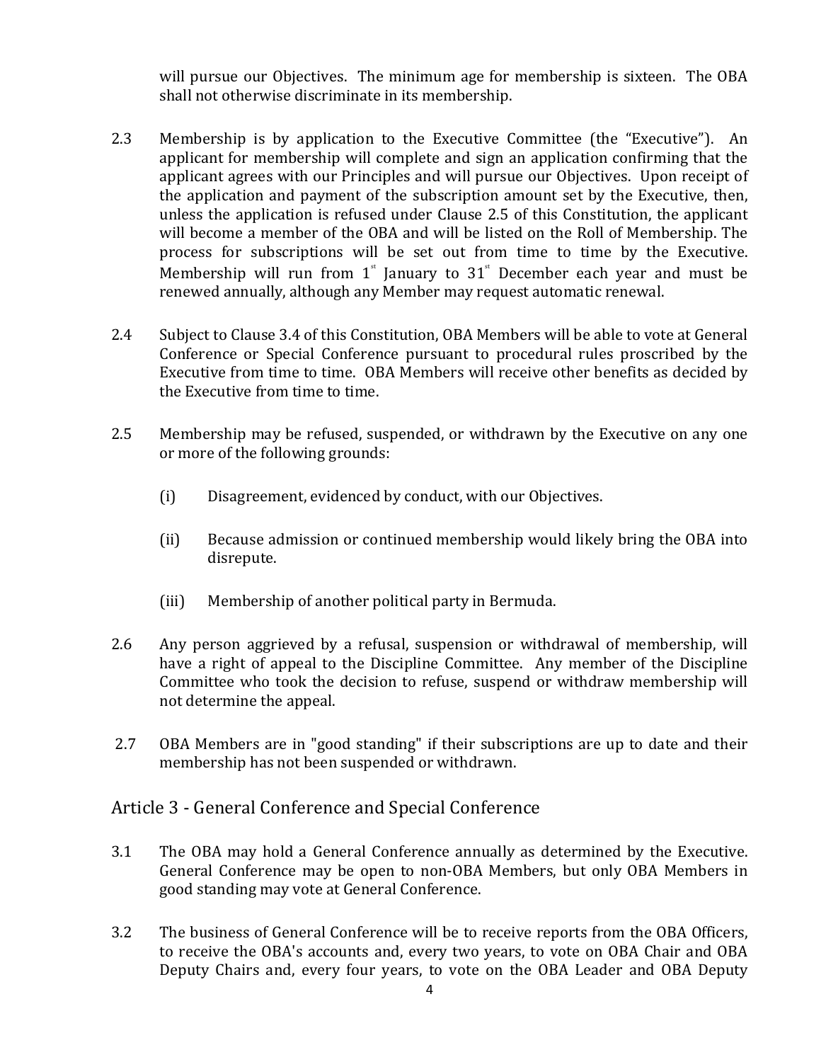will pursue our Objectives. The minimum age for membership is sixteen. The OBA shall not otherwise discriminate in its membership.

2.3 Membership is by application to the Executive Committee (the "Executive"). An applicant for membership will complete and sign an application confirming that the applicant agrees with our Principles and will pursue our Objectives. Upon receipt of the application and payment of the subscription amount set by the Executive, then, unless the application is refused under Clause 2.5 of this Constitution, the applicant will become a member of the OBA and will be listed on the Roll of Membership. The process for subscriptions will be set out from time to time by the Executive. Membership will run from 1st January to 31st December each year and must be renewed annually, although any Member may request automatic renewal.

2.4 Subject to Clause 3.4 of this Constitution, OBA Members will be able to vote at General Conference or Special Conference pursuant to procedural rules proscribed by the Executive from time to time. OBA Members will receive other benefits as decided by the Executive from time to time.

2.5 Membership may be refused, suspended, or withdrawn by the Executive on any one or more of the following grounds:

(i) Disagreement, evidenced by conduct, with our Objectives.

(ii) Because admission or continued membership would likely bring the OBA into disrepute.

(iii) Membership of another political party in Bermuda.

2.6 Any person aggrieved by a refusal, suspension or withdrawal of membership, will have a right of appeal to the Discipline Committee. Any member of the Discipline Committee who took the decision to refuse, suspend or withdraw membership will not determine the appeal.

2.7 OBA Members are in "good standing" if their subscriptions are up to date and their membership has not been suspended or withdrawn.

## Article 3 - General Conference and Special Conference

3.1 The OBA may hold a General Conference annually as determined by the Executive. General Conference may be open to non-OBA Members, but only OBA Members in good standing may vote at General Conference.

3.2 The business of General Conference will be to receive reports from the OBA Officers, to receive the OBA's accounts and, every two years, to vote on OBA Chair and OBA Deputy Chairs and, every four years, to vote on the OBA Leader and OBA Deputy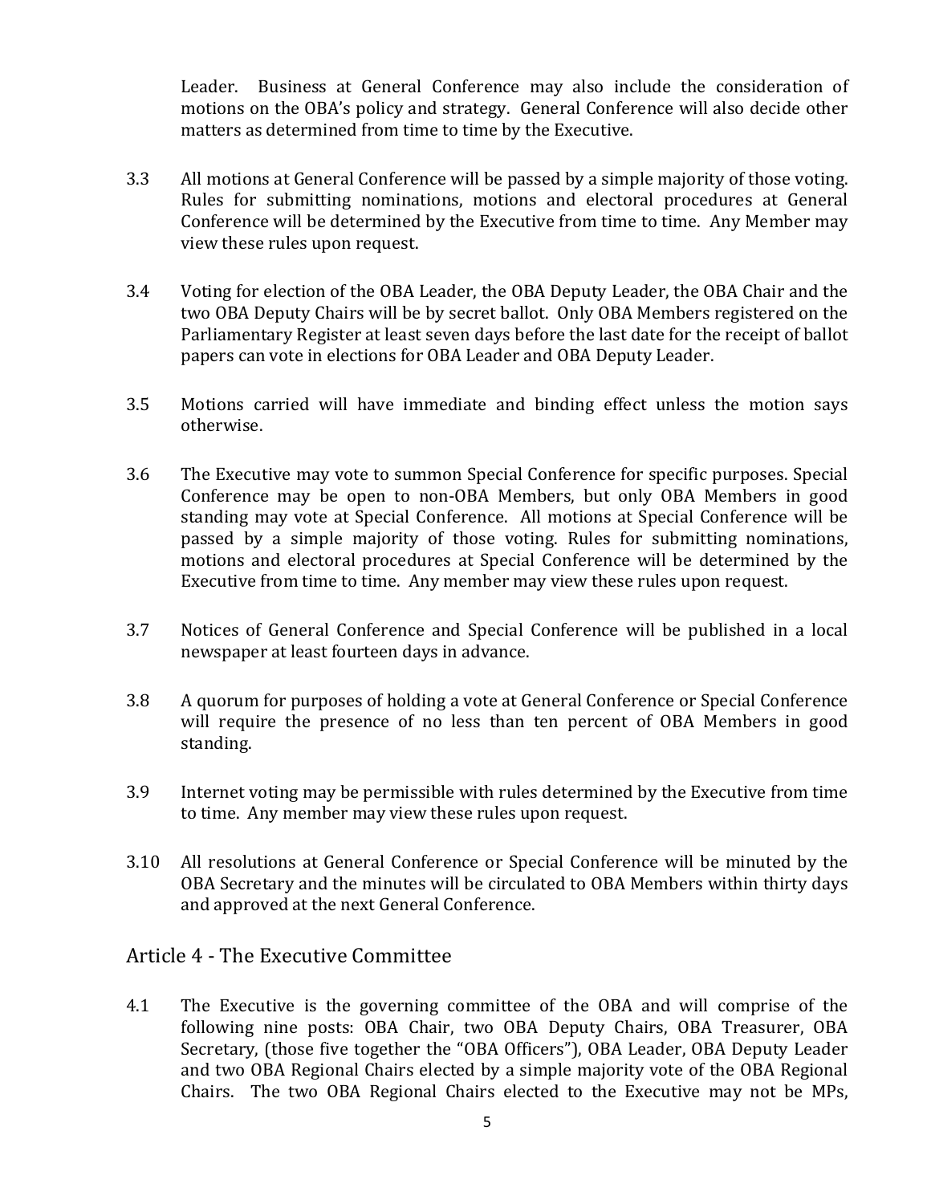Leader. Business at General Conference may also include the consideration of motions on the OBA's policy and strategy. General Conference will also decide other matters as determined from time to time by the Executive.

3.3 All motions at General Conference will be passed by a simple majority of those voting. Rules for submitting nominations, motions and electoral procedures at General Conference will be determined by the Executive from time to time. Any Member may view these rules upon request.

3.4 Voting for election of the OBA Leader, the OBA Deputy Leader, the OBA Chair and the two OBA Deputy Chairs will be by secret ballot. Only OBA Members registered on the Parliamentary Register at least seven days before the last date for the receipt of ballot papers can vote in elections for OBA Leader and OBA Deputy Leader.

3.5 Motions carried will have immediate and binding effect unless the motion says otherwise.

3.6 The Executive may vote to summon Special Conference for specific purposes. Special Conference may be open to non-OBA Members, but only OBA Members in good standing may vote at Special Conference. All motions at Special Conference will be passed by a simple majority of those voting. Rules for submitting nominations, motions and electoral procedures at Special Conference will be determined by the Executive from time to time. Any member may view these rules upon request.

3.7 Notices of General Conference and Special Conference will be published in a local newspaper at least fourteen days in advance.

3.8 A quorum for purposes of holding a vote at General Conference or Special Conference will require the presence of no less than ten percent of OBA Members in good standing.

3.9 Internet voting may be permissible with rules determined by the Executive from time to time. Any member may view these rules upon request.

3.10 All resolutions at General Conference or Special Conference will be minuted by the OBA Secretary and the minutes will be circulated to OBA Members within thirty days and approved at the next General Conference.

## Article 4 - The Executive Committee

4.1 The Executive is the governing committee of the OBA and will comprise of the following nine posts: OBA Chair, two OBA Deputy Chairs, OBA Treasurer, OBA Secretary, (those five together the "OBA Officers"), OBA Leader, OBA Deputy Leader and two OBA Regional Chairs elected by a simple majority vote of the OBA Regional Chairs. The two OBA Regional Chairs elected to the Executive may not be MPs,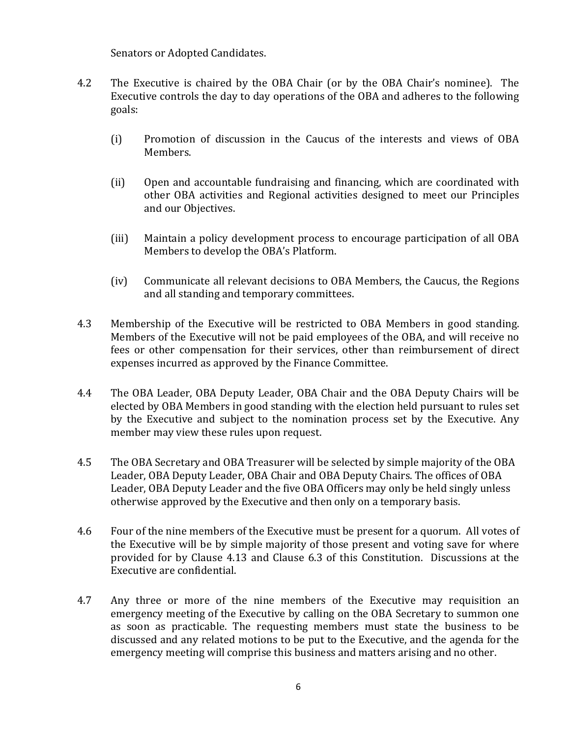Senators or Adopted Candidates.

4.2 The Executive is chaired by the OBA Chair (or by the OBA Chair's nominee). The Executive controls the day to day operations of the OBA and adheres to the following goals:

(i) Promotion of discussion in the Caucus of the interests and views of OBA Members.

(ii) Open and accountable fundraising and financing, which are coordinated with other OBA activities and Regional activities designed to meet our Principles and our Objectives.

(iii) Maintain a policy development process to encourage participation of all OBA Members to develop the OBA's Platform.

(iv) Communicate all relevant decisions to OBA Members, the Caucus, the Regions and all standing and temporary committees.

4.3 Membership of the Executive will be restricted to OBA Members in good standing. Members of the Executive will not be paid employees of the OBA, and will receive no fees or other compensation for their services, other than reimbursement of direct expenses incurred as approved by the Finance Committee.

4.4 The OBA Leader, OBA Deputy Leader, OBA Chair and the OBA Deputy Chairs will be elected by OBA Members in good standing with the election held pursuant to rules set by the Executive and subject to the nomination process set by the Executive. Any member may view these rules upon request.

4.5 The OBA Secretary and OBA Treasurer will be selected by simple majority of the OBA Leader, OBA Deputy Leader, OBA Chair and OBA Deputy Chairs. The offices of OBA Leader, OBA Deputy Leader and the five OBA Officers may only be held singly unless otherwise approved by the Executive and then only on a temporary basis.

4.6 Four of the nine members of the Executive must be present for a quorum. All votes of the Executive will be by simple majority of those present and voting save for where provided for by Clause 4.13 and Clause 6.3 of this Constitution. Discussions at the Executive are confidential.

4.7 Any three or more of the nine members of the Executive may requisition an emergency meeting of the Executive by calling on the OBA Secretary to summon one as soon as practicable. The requesting members must state the business to be discussed and any related motions to be put to the Executive, and the agenda for the emergency meeting will comprise this business and matters arising and no other.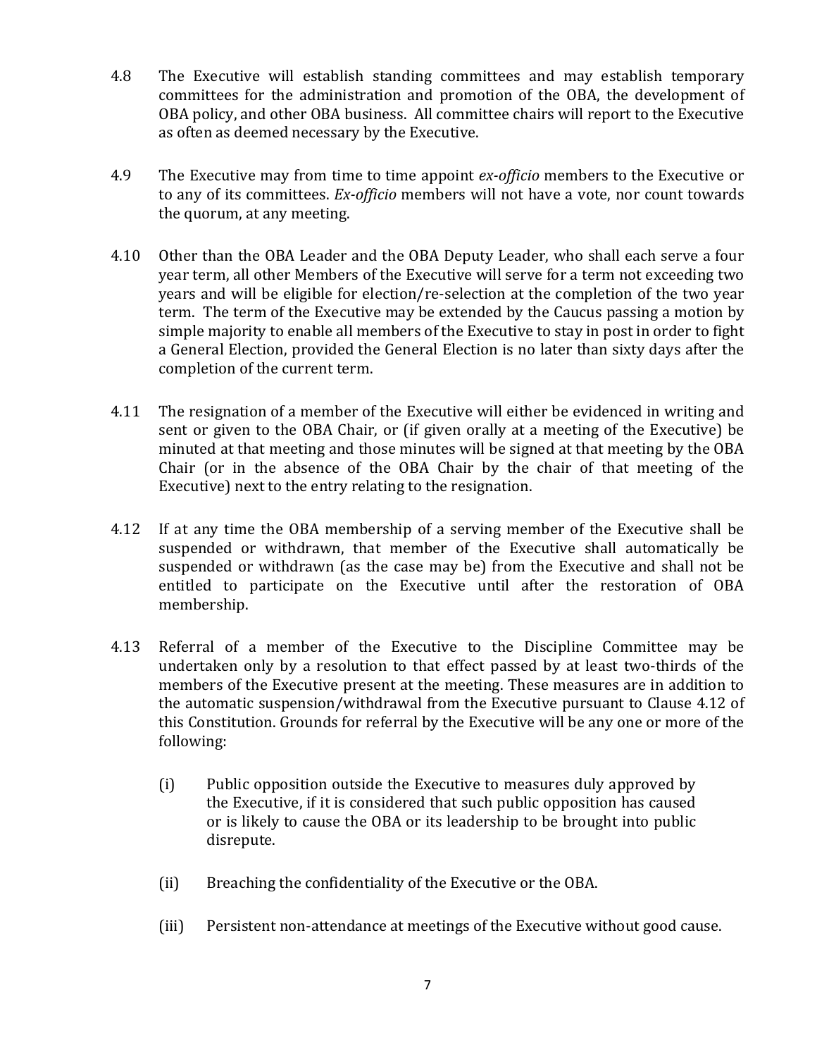4.8 The Executive will establish standing committees and may establish temporary committees for the administration and promotion of the OBA, the development of OBA policy, and other OBA business. All committee chairs will report to the Executive as often as deemed necessary by the Executive.

4.9 The Executive may from time to time appoint *ex-officio* members to the Executive or to any of its committees. *Ex-officio* members will not have a vote, nor count towards the quorum, at any meeting.

4.10 Other than the OBA Leader and the OBA Deputy Leader, who shall each serve a four year term, all other Members of the Executive will serve for a term not exceeding two years and will be eligible for election/re-selection at the completion of the two year term. The term of the Executive may be extended by the Caucus passing a motion by simple majority to enable all members of the Executive to stay in post in order to fight a General Election, provided the General Election is no later than sixty days after the completion of the current term.

4.11 The resignation of a member of the Executive will either be evidenced in writing and sent or given to the OBA Chair, or (if given orally at a meeting of the Executive) be minuted at that meeting and those minutes will be signed at that meeting by the OBA Chair (or in the absence of the OBA Chair by the chair of that meeting of the Executive) next to the entry relating to the resignation.

4.12 If at any time the OBA membership of a serving member of the Executive shall be suspended or withdrawn, that member of the Executive shall automatically be suspended or withdrawn (as the case may be) from the Executive and shall not be entitled to participate on the Executive until after the restoration of OBA membership.

4.13 Referral of a member of the Executive to the Discipline Committee may be undertaken only by a resolution to that effect passed by at least two-thirds of the members of the Executive present at the meeting. These measures are in addition to the automatic suspension/withdrawal from the Executive pursuant to Clause 4.12 of this Constitution. Grounds for referral by the Executive will be any one or more of the following:

(i) Public opposition outside the Executive to measures duly approved by the Executive, if it is considered that such public opposition has caused or is likely to cause the OBA or its leadership to be brought into public disrepute.

(ii) Breaching the confidentiality of the Executive or the OBA.

(iii) Persistent non-attendance at meetings of the Executive without good cause.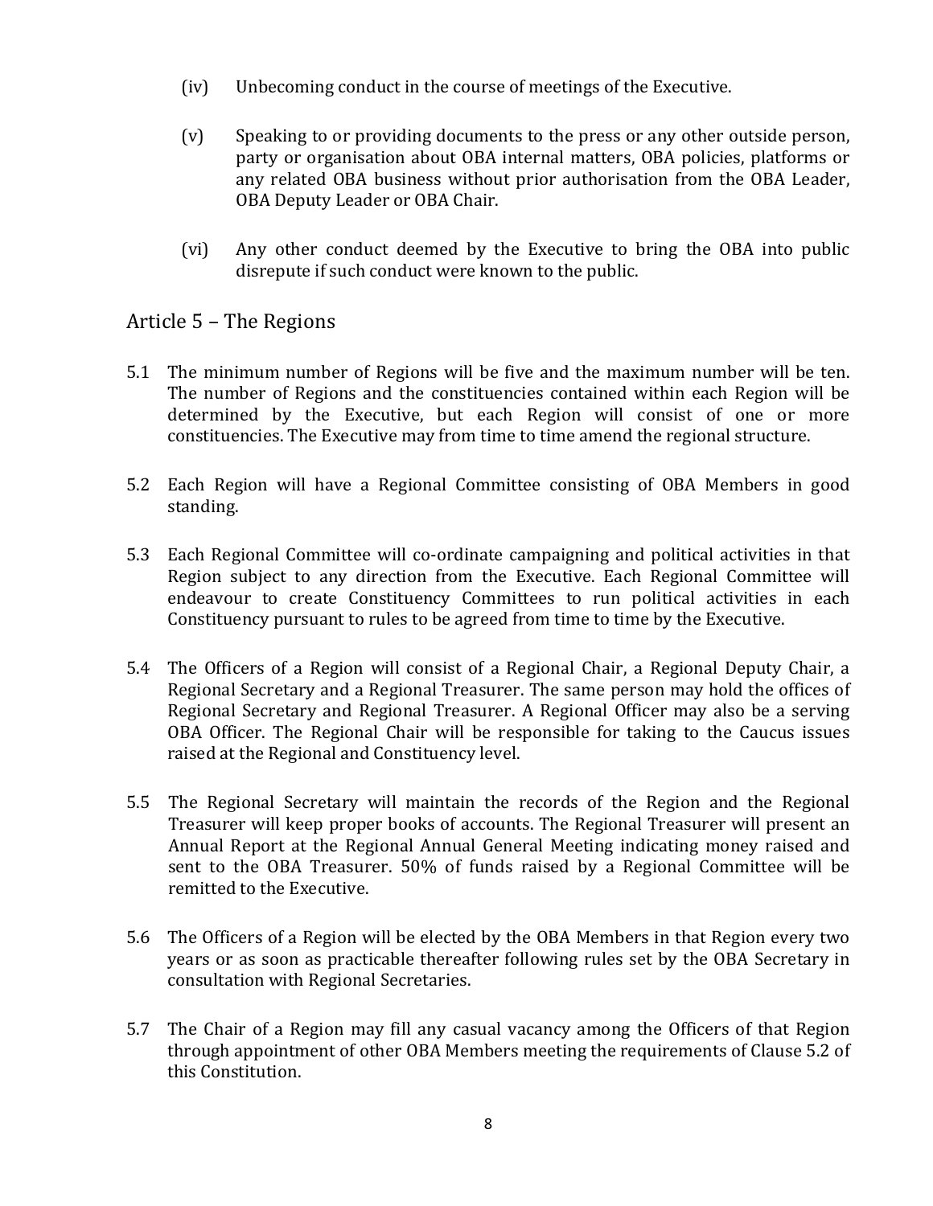(iv) Unbecoming conduct in the course of meetings of the Executive.

(v) Speaking to or providing documents to the press or any other outside person, party or organisation about OBA internal matters, OBA policies, platforms or any related OBA business without prior authorisation from the OBA Leader, OBA Deputy Leader or OBA Chair.

(vi) Any other conduct deemed by the Executive to bring the OBA into public disrepute if such conduct were known to the public.

## Article 5 – The Regions

5.1 The minimum number of Regions will be five and the maximum number will be ten. The number of Regions and the constituencies contained within each Region will be determined by the Executive, but each Region will consist of one or more constituencies. The Executive may from time to time amend the regional structure.

5.2 Each Region will have a Regional Committee consisting of OBA Members in good standing.

5.3 Each Regional Committee will co-ordinate campaigning and political activities in that Region subject to any direction from the Executive. Each Regional Committee will endeavour to create Constituency Committees to run political activities in each Constituency pursuant to rules to be agreed from time to time by the Executive.

5.4 The Officers of a Region will consist of a Regional Chair, a Regional Deputy Chair, a Regional Secretary and a Regional Treasurer. The same person may hold the offices of Regional Secretary and Regional Treasurer. A Regional Officer may also be a serving OBA Officer. The Regional Chair will be responsible for taking to the Caucus issues raised at the Regional and Constituency level.

5.5 The Regional Secretary will maintain the records of the Region and the Regional Treasurer will keep proper books of accounts. The Regional Treasurer will present an Annual Report at the Regional Annual General Meeting indicating money raised and sent to the OBA Treasurer. 50% of funds raised by a Regional Committee will be remitted to the Executive.

5.6 The Officers of a Region will be elected by the OBA Members in that Region every two years or as soon as practicable thereafter following rules set by the OBA Secretary in consultation with Regional Secretaries.

5.7 The Chair of a Region may fill any casual vacancy among the Officers of that Region through appointment of other OBA Members meeting the requirements of Clause 5.2 of this Constitution.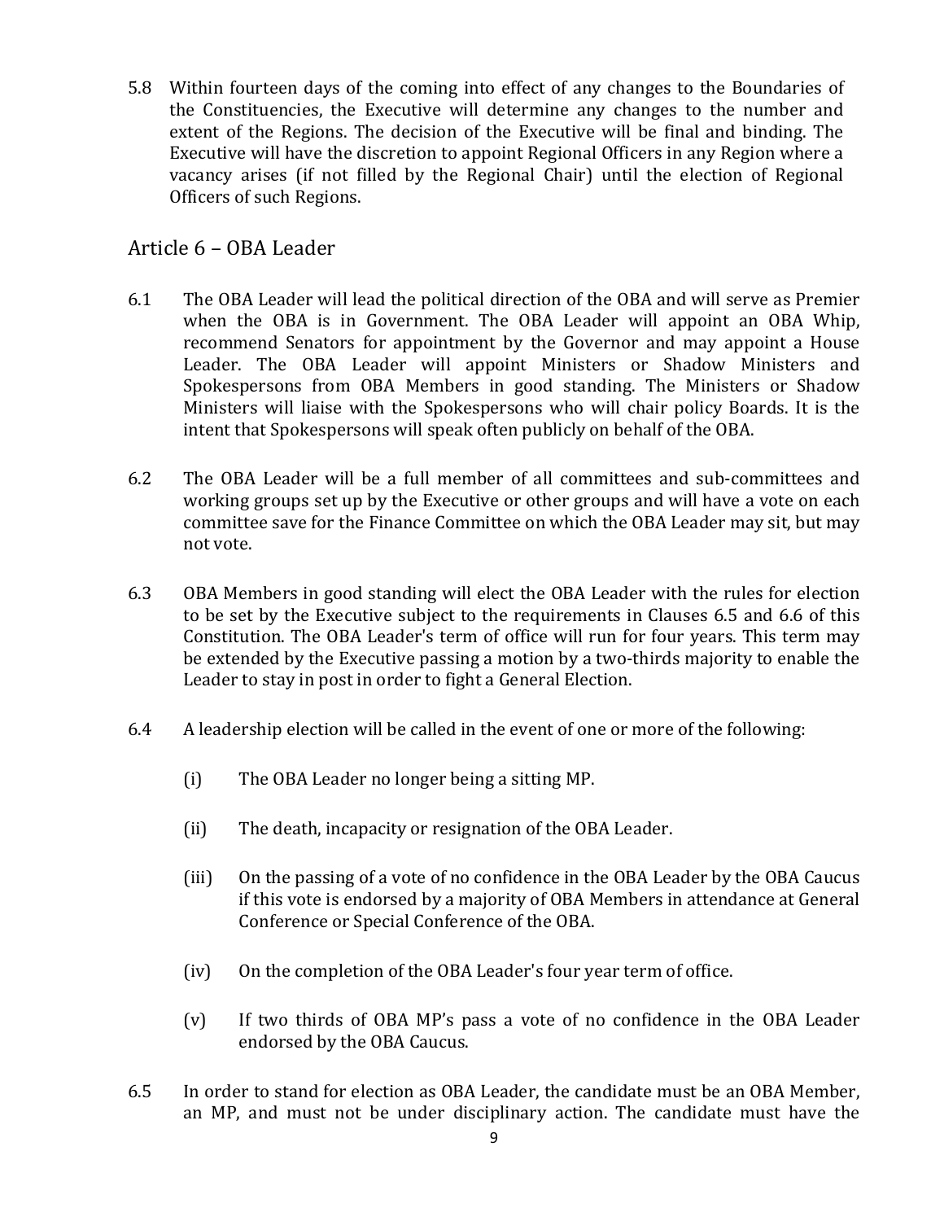5.8 Within fourteen days of the coming into effect of any changes to the Boundaries of the Constituencies, the Executive will determine any changes to the number and extent of the Regions. The decision of the Executive will be final and binding. The Executive will have the discretion to appoint Regional Officers in any Region where a vacancy arises (if not filled by the Regional Chair) until the election of Regional Officers of such Regions.

## Article 6 – OBA Leader

6.1 The OBA Leader will lead the political direction of the OBA and will serve as Premier when the OBA is in Government. The OBA Leader will appoint an OBA Whip, recommend Senators for appointment by the Governor and may appoint a House Leader. The OBA Leader will appoint Ministers or Shadow Ministers and Spokespersons from OBA Members in good standing. The Ministers or Shadow Ministers will liaise with the Spokespersons who will chair policy Boards. It is the intent that Spokespersons will speak often publicly on behalf of the OBA.

6.2 The OBA Leader will be a full member of all committees and sub-committees and working groups set up by the Executive or other groups and will have a vote on each committee save for the Finance Committee on which the OBA Leader may sit, but may not vote.

6.3 OBA Members in good standing will elect the OBA Leader with the rules for election to be set by the Executive subject to the requirements in Clauses 6.5 and 6.6 of this Constitution. The OBA Leader's term of office will run for four years. This term may be extended by the Executive passing a motion by a two-thirds majority to enable the Leader to stay in post in order to fight a General Election.

6.4 A leadership election will be called in the event of one or more of the following:

(i) The OBA Leader no longer being a sitting MP.

(ii) The death, incapacity or resignation of the OBA Leader.

(iii) On the passing of a vote of no confidence in the OBA Leader by the OBA Caucus if this vote is endorsed by a majority of OBA Members in attendance at General Conference or Special Conference of the OBA.

(iv) On the completion of the OBA Leader's four year term of office.

(v) If two thirds of OBA MP's pass a vote of no confidence in the OBA Leader endorsed by the OBA Caucus.

6.5 In order to stand for election as OBA Leader, the candidate must be an OBA Member, an MP, and must not be under disciplinary action. The candidate must have the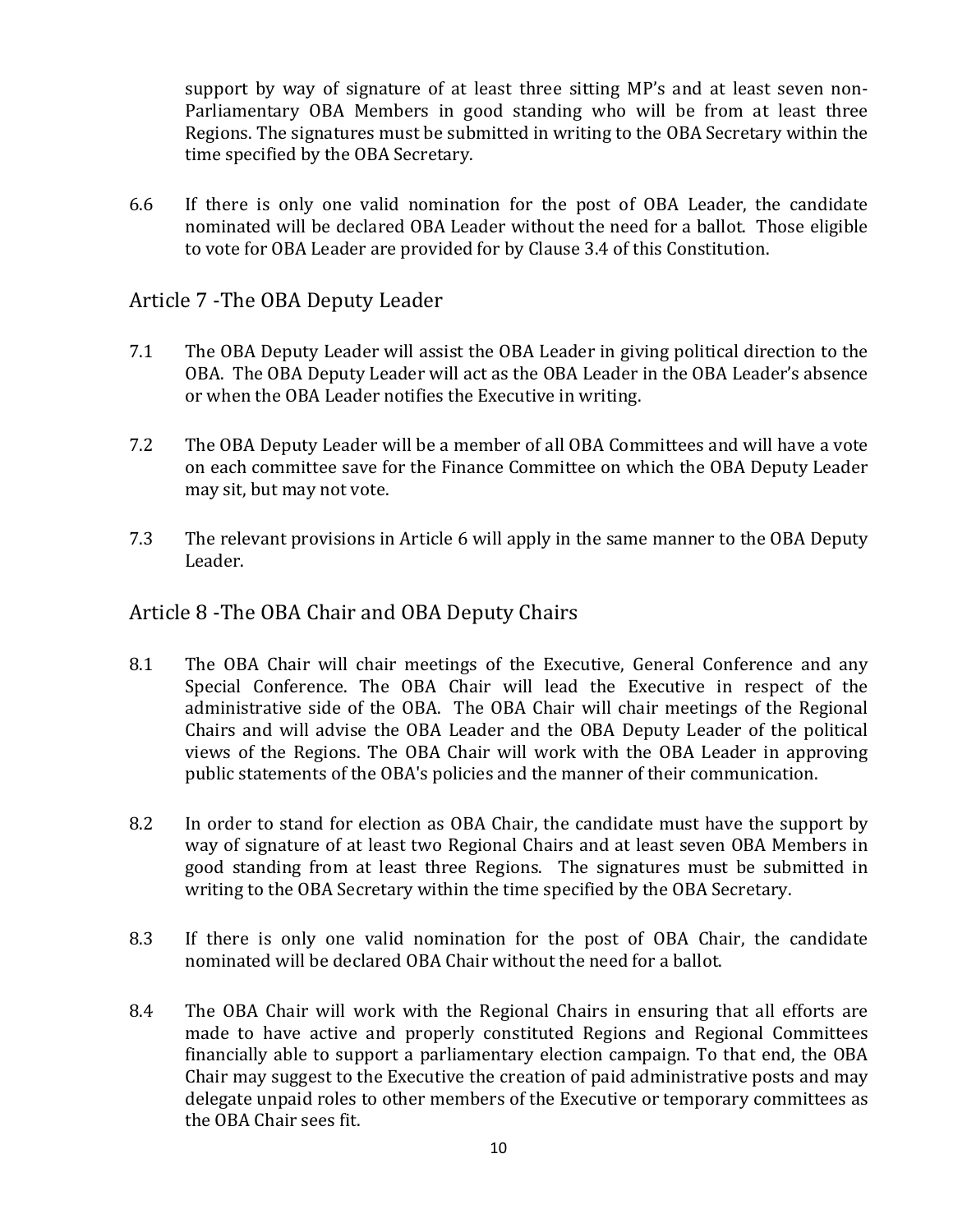support by way of signature of at least three sitting MP's and at least seven non-Parliamentary OBA Members in good standing who will be from at least three Regions. The signatures must be submitted in writing to the OBA Secretary within the time specified by the OBA Secretary.

6.6 If there is only one valid nomination for the post of OBA Leader, the candidate nominated will be declared OBA Leader without the need for a ballot. Those eligible to vote for OBA Leader are provided for by Clause 3.4 of this Constitution.

## Article 7 -The OBA Deputy Leader

7.1 The OBA Deputy Leader will assist the OBA Leader in giving political direction to the OBA. The OBA Deputy Leader will act as the OBA Leader in the OBA Leader's absence or when the OBA Leader notifies the Executive in writing.

7.2 The OBA Deputy Leader will be a member of all OBA Committees and will have a vote on each committee save for the Finance Committee on which the OBA Deputy Leader may sit, but may not vote.

7.3 The relevant provisions in Article 6 will apply in the same manner to the OBA Deputy Leader.

## Article 8 -The OBA Chair and OBA Deputy Chairs

8.1 The OBA Chair will chair meetings of the Executive, General Conference and any Special Conference. The OBA Chair will lead the Executive in respect of the administrative side of the OBA. The OBA Chair will chair meetings of the Regional Chairs and will advise the OBA Leader and the OBA Deputy Leader of the political views of the Regions. The OBA Chair will work with the OBA Leader in approving public statements of the OBA's policies and the manner of their communication.

8.2 In order to stand for election as OBA Chair, the candidate must have the support by way of signature of at least two Regional Chairs and at least seven OBA Members in good standing from at least three Regions. The signatures must be submitted in writing to the OBA Secretary within the time specified by the OBA Secretary.

8.3 If there is only one valid nomination for the post of OBA Chair, the candidate nominated will be declared OBA Chair without the need for a ballot.

8.4 The OBA Chair will work with the Regional Chairs in ensuring that all efforts are made to have active and properly constituted Regions and Regional Committees financially able to support a parliamentary election campaign. To that end, the OBA Chair may suggest to the Executive the creation of paid administrative posts and may delegate unpaid roles to other members of the Executive or temporary committees as the OBA Chair sees fit.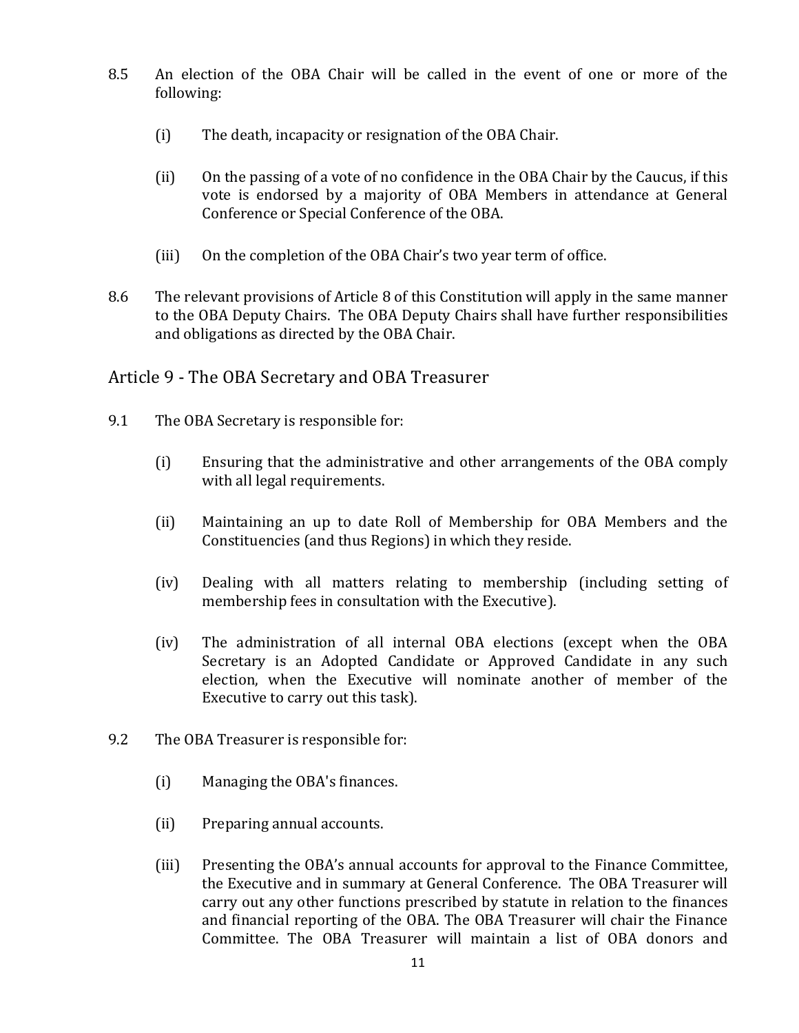8.5 An election of the OBA Chair will be called in the event of one or more of the following:

(i) The death, incapacity or resignation of the OBA Chair.

(ii) On the passing of a vote of no confidence in the OBA Chair by the Caucus, if this vote is endorsed by a majority of OBA Members in attendance at General Conference or Special Conference of the OBA.

(iii) On the completion of the OBA Chair's two year term of office.

8.6 The relevant provisions of Article 8 of this Constitution will apply in the same manner to the OBA Deputy Chairs. The OBA Deputy Chairs shall have further responsibilities and obligations as directed by the OBA Chair.

## Article 9 - The OBA Secretary and OBA Treasurer

9.1 The OBA Secretary is responsible for:

(i) Ensuring that the administrative and other arrangements of the OBA comply with all legal requirements.

(ii) Maintaining an up to date Roll of Membership for OBA Members and the Constituencies (and thus Regions) in which they reside.

(iv) Dealing with all matters relating to membership (including setting of membership fees in consultation with the Executive).

(iv) The administration of all internal OBA elections (except when the OBA Secretary is an Adopted Candidate or Approved Candidate in any such election, when the Executive will nominate another of member of the Executive to carry out this task).

9.2 The OBA Treasurer is responsible for:

(i) Managing the OBA's finances.

(ii) Preparing annual accounts.

(iii) Presenting the OBA's annual accounts for approval to the Finance Committee, the Executive and in summary at General Conference. The OBA Treasurer will carry out any other functions prescribed by statute in relation to the finances and financial reporting of the OBA. The OBA Treasurer will chair the Finance Committee. The OBA Treasurer will maintain a list of OBA donors and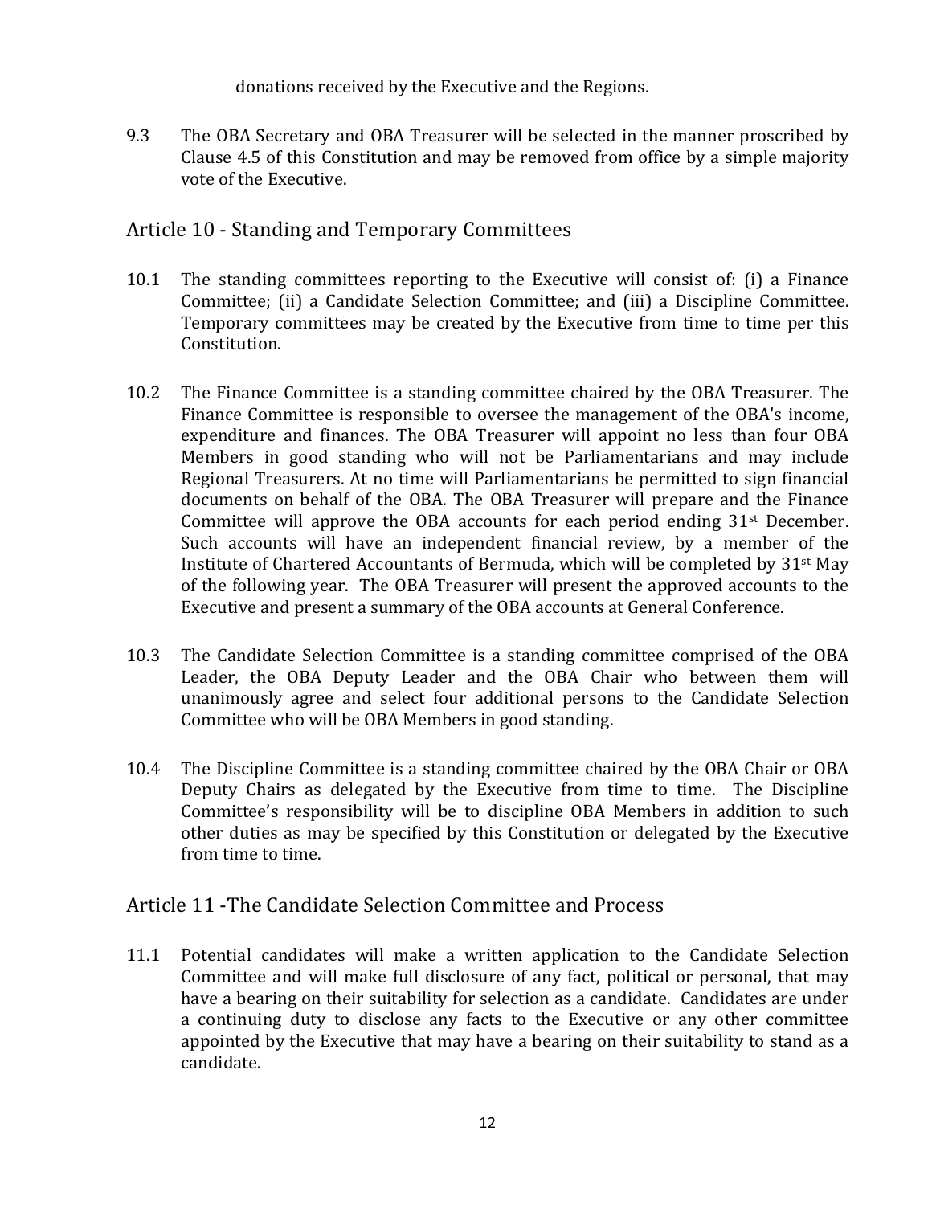donations received by the Executive and the Regions.

9.3 The OBA Secretary and OBA Treasurer will be selected in the manner proscribed by Clause 4.5 of this Constitution and may be removed from office by a simple majority vote of the Executive.

## Article 10 - Standing and Temporary Committees

10.1 The standing committees reporting to the Executive will consist of: (i) a Finance Committee; (ii) a Candidate Selection Committee; and (iii) a Discipline Committee. Temporary committees may be created by the Executive from time to time per this Constitution.

10.2 The Finance Committee is a standing committee chaired by the OBA Treasurer. The Finance Committee is responsible to oversee the management of the OBA's income, expenditure and finances. The OBA Treasurer will appoint no less than four OBA Members in good standing who will not be Parliamentarians and may include Regional Treasurers. At no time will Parliamentarians be permitted to sign financial documents on behalf of the OBA. The OBA Treasurer will prepare and the Finance Committee will approve the OBA accounts for each period ending 31st December. Such accounts will have an independent financial review, by a member of the Institute of Chartered Accountants of Bermuda, which will be completed by 31st May of the following year. The OBA Treasurer will present the approved accounts to the Executive and present a summary of the OBA accounts at General Conference.

10.3 The Candidate Selection Committee is a standing committee comprised of the OBA Leader, the OBA Deputy Leader and the OBA Chair who between them will unanimously agree and select four additional persons to the Candidate Selection Committee who will be OBA Members in good standing.

10.4 The Discipline Committee is a standing committee chaired by the OBA Chair or OBA Deputy Chairs as delegated by the Executive from time to time. The Discipline Committee's responsibility will be to discipline OBA Members in addition to such other duties as may be specified by this Constitution or delegated by the Executive from time to time.

## Article 11 -The Candidate Selection Committee and Process

11.1 Potential candidates will make a written application to the Candidate Selection Committee and will make full disclosure of any fact, political or personal, that may have a bearing on their suitability for selection as a candidate. Candidates are under a continuing duty to disclose any facts to the Executive or any other committee appointed by the Executive that may have a bearing on their suitability to stand as a candidate.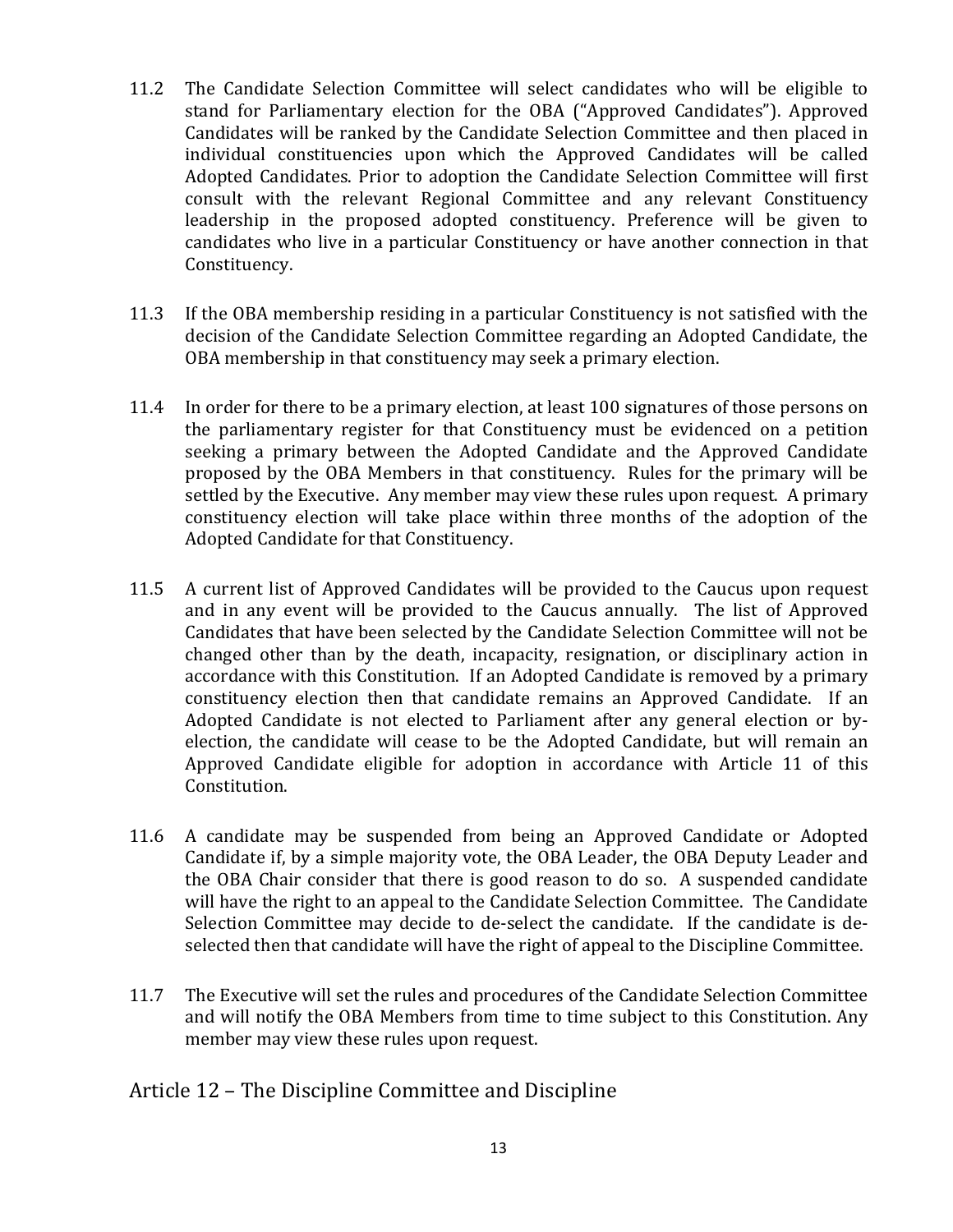11.2 The Candidate Selection Committee will select candidates who will be eligible to stand for Parliamentary election for the OBA ("Approved Candidates"). Approved Candidates will be ranked by the Candidate Selection Committee and then placed in individual constituencies upon which the Approved Candidates will be called Adopted Candidates. Prior to adoption the Candidate Selection Committee will first consult with the relevant Regional Committee and any relevant Constituency leadership in the proposed adopted constituency. Preference will be given to candidates who live in a particular Constituency or have another connection in that Constituency.

11.3 If the OBA membership residing in a particular Constituency is not satisfied with the decision of the Candidate Selection Committee regarding an Adopted Candidate, the OBA membership in that constituency may seek a primary election.

11.4 In order for there to be a primary election, at least 100 signatures of those persons on the parliamentary register for that Constituency must be evidenced on a petition seeking a primary between the Adopted Candidate and the Approved Candidate proposed by the OBA Members in that constituency. Rules for the primary will be settled by the Executive. Any member may view these rules upon request. A primary constituency election will take place within three months of the adoption of the Adopted Candidate for that Constituency.

11.5 A current list of Approved Candidates will be provided to the Caucus upon request and in any event will be provided to the Caucus annually. The list of Approved Candidates that have been selected by the Candidate Selection Committee will not be changed other than by the death, incapacity, resignation, or disciplinary action in accordance with this Constitution. If an Adopted Candidate is removed by a primary constituency election then that candidate remains an Approved Candidate. If an Adopted Candidate is not elected to Parliament after any general election or by-election, the candidate will cease to be the Adopted Candidate, but will remain an Approved Candidate eligible for adoption in accordance with Article 11 of this Constitution.

11.6 A candidate may be suspended from being an Approved Candidate or Adopted Candidate if, by a simple majority vote, the OBA Leader, the OBA Deputy Leader and the OBA Chair consider that there is good reason to do so. A suspended candidate will have the right to an appeal to the Candidate Selection Committee. The Candidate Selection Committee may decide to de-select the candidate. If the candidate is de-selected then that candidate will have the right of appeal to the Discipline Committee.

11.7 The Executive will set the rules and procedures of the Candidate Selection Committee and will notify the OBA Members from time to time subject to this Constitution. Any member may view these rules upon request.

## Article 12 – The Discipline Committee and Discipline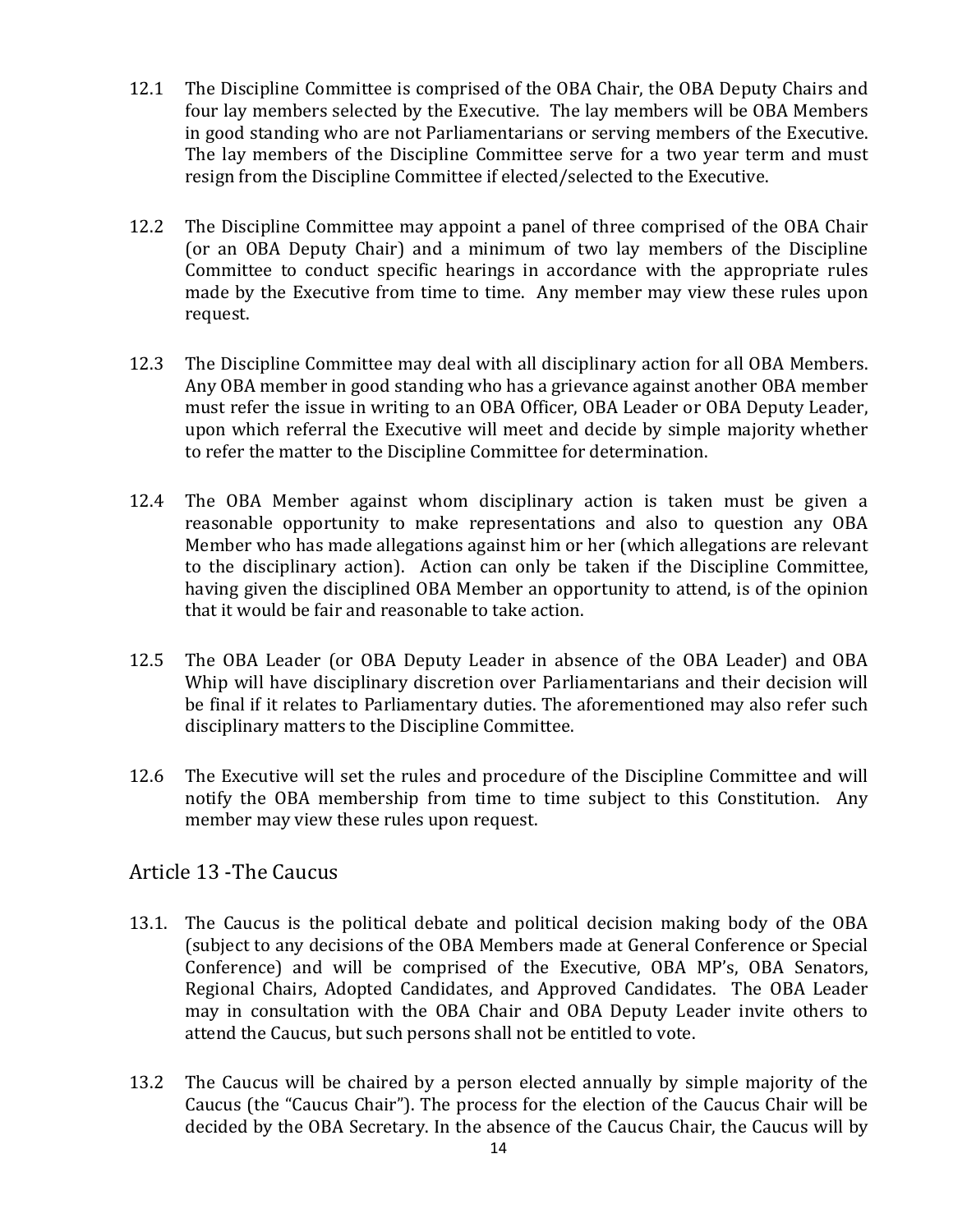12.1 The Discipline Committee is comprised of the OBA Chair, the OBA Deputy Chairs and four lay members selected by the Executive. The lay members will be OBA Members in good standing who are not Parliamentarians or serving members of the Executive. The lay members of the Discipline Committee serve for a two year term and must resign from the Discipline Committee if elected/selected to the Executive.

12.2 The Discipline Committee may appoint a panel of three comprised of the OBA Chair (or an OBA Deputy Chair) and a minimum of two lay members of the Discipline Committee to conduct specific hearings in accordance with the appropriate rules made by the Executive from time to time. Any member may view these rules upon request.

12.3 The Discipline Committee may deal with all disciplinary action for all OBA Members. Any OBA member in good standing who has a grievance against another OBA member must refer the issue in writing to an OBA Officer, OBA Leader or OBA Deputy Leader, upon which referral the Executive will meet and decide by simple majority whether to refer the matter to the Discipline Committee for determination.

12.4 The OBA Member against whom disciplinary action is taken must be given a reasonable opportunity to make representations and also to question any OBA Member who has made allegations against him or her (which allegations are relevant to the disciplinary action). Action can only be taken if the Discipline Committee, having given the disciplined OBA Member an opportunity to attend, is of the opinion that it would be fair and reasonable to take action.

12.5 The OBA Leader (or OBA Deputy Leader in absence of the OBA Leader) and OBA Whip will have disciplinary discretion over Parliamentarians and their decision will be final if it relates to Parliamentary duties. The aforementioned may also refer such disciplinary matters to the Discipline Committee.

12.6 The Executive will set the rules and procedure of the Discipline Committee and will notify the OBA membership from time to time subject to this Constitution. Any member may view these rules upon request.

## Article 13 -The Caucus

13.1. The Caucus is the political debate and political decision making body of the OBA (subject to any decisions of the OBA Members made at General Conference or Special Conference) and will be comprised of the Executive, OBA MP's, OBA Senators, Regional Chairs, Adopted Candidates, and Approved Candidates. The OBA Leader may in consultation with the OBA Chair and OBA Deputy Leader invite others to attend the Caucus, but such persons shall not be entitled to vote.

13.2 The Caucus will be chaired by a person elected annually by simple majority of the Caucus (the "Caucus Chair"). The process for the election of the Caucus Chair will be decided by the OBA Secretary. In the absence of the Caucus Chair, the Caucus will by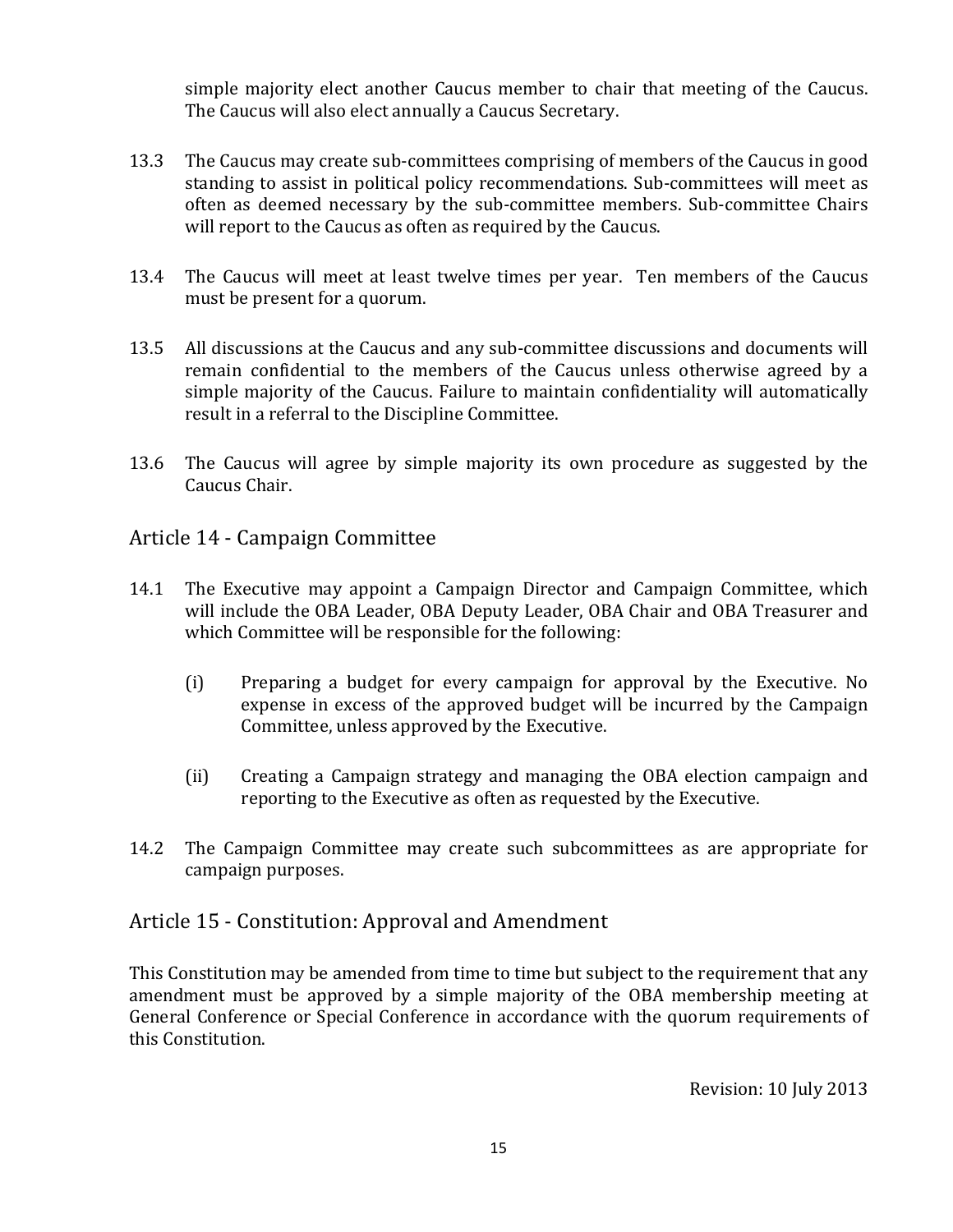simple majority elect another Caucus member to chair that meeting of the Caucus. The Caucus will also elect annually a Caucus Secretary.

13.3 The Caucus may create sub-committees comprising of members of the Caucus in good standing to assist in political policy recommendations. Sub-committees will meet as often as deemed necessary by the sub-committee members. Sub-committee Chairs will report to the Caucus as often as required by the Caucus.

13.4 The Caucus will meet at least twelve times per year. Ten members of the Caucus must be present for a quorum.

13.5 All discussions at the Caucus and any sub-committee discussions and documents will remain confidential to the members of the Caucus unless otherwise agreed by a simple majority of the Caucus. Failure to maintain confidentiality will automatically result in a referral to the Discipline Committee.

13.6 The Caucus will agree by simple majority its own procedure as suggested by the Caucus Chair.

## Article 14 - Campaign Committee

14.1 The Executive may appoint a Campaign Director and Campaign Committee, which will include the OBA Leader, OBA Deputy Leader, OBA Chair and OBA Treasurer and which Committee will be responsible for the following:

(i) Preparing a budget for every campaign for approval by the Executive. No expense in excess of the approved budget will be incurred by the Campaign Committee, unless approved by the Executive.

(ii) Creating a Campaign strategy and managing the OBA election campaign and reporting to the Executive as often as requested by the Executive.

14.2 The Campaign Committee may create such subcommittees as are appropriate for campaign purposes.

## Article 15 - Constitution: Approval and Amendment

This Constitution may be amended from time to time but subject to the requirement that any amendment must be approved by a simple majority of the OBA membership meeting at General Conference or Special Conference in accordance with the quorum requirements of this Constitution.

Revision: 10 July 2013